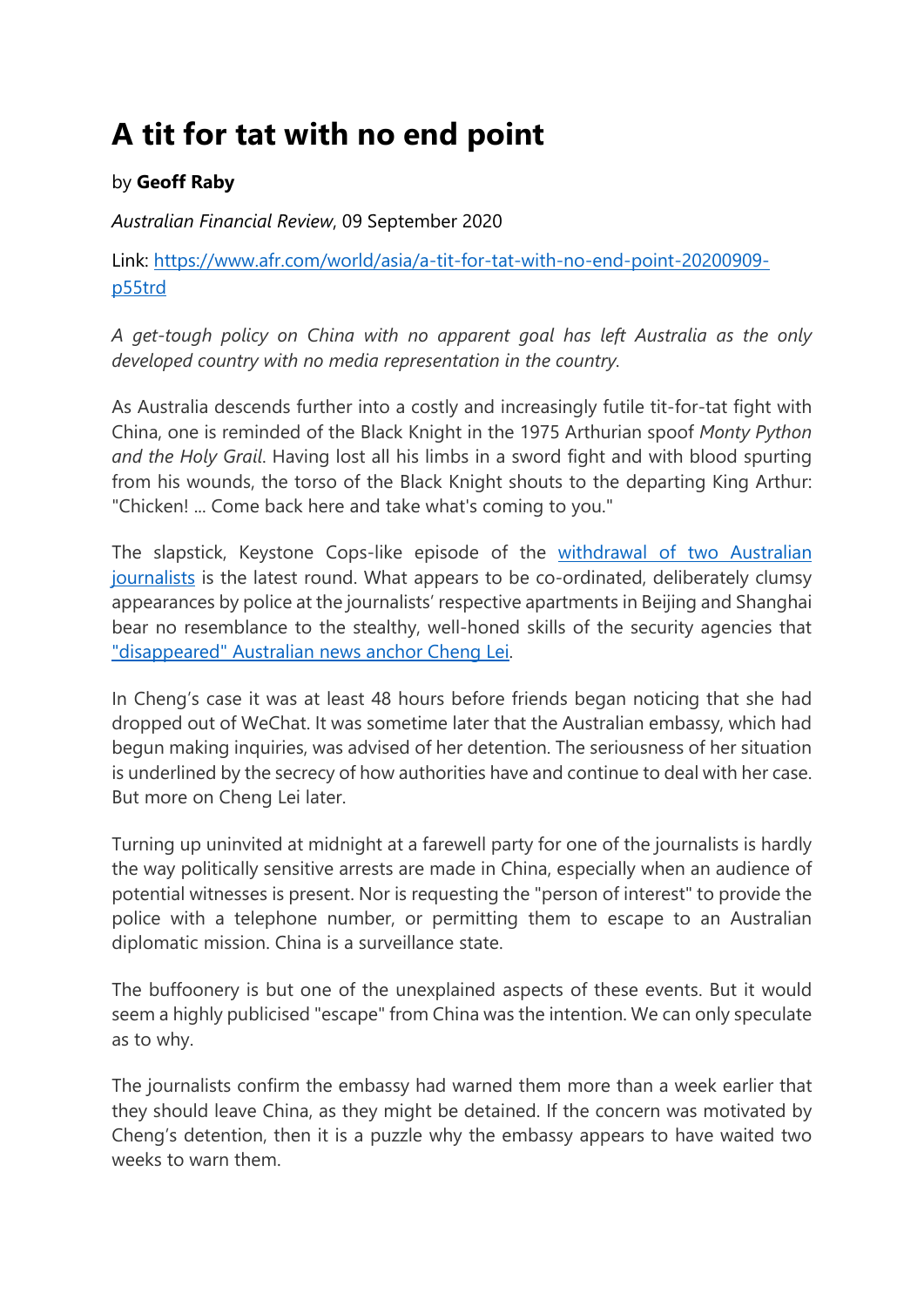# A tit for tat with no end point

by **Geoff Raby**

*Australian Financial Review*, 09 September 2020

Link: [https://www.afr.com/world/asia/a-tit-for-tat-with-no-end-point-20200909-p55trd](https://www.afr.com/world/asia/a-tit-for-tat-with-no-end-point-20200909-p55trd)

*A get-tough policy on China with no apparent goal has left Australia as the only developed country with no media representation in the country.*

As Australia descends further into a costly and increasingly futile tit-for-tat fight with China, one is reminded of the Black Knight in the 1975 Arthurian spoof *Monty Python and the Holy Grail*. Having lost all his limbs in a sword fight and with blood spurting from his wounds, the torso of the Black Knight shouts to the departing King Arthur: "Chicken! ... Come back here and take what's coming to you."

The slapstick, Keystone Cops-like episode of the withdrawal of two Australian journalists is the latest round. What appears to be co-ordinated, deliberately clumsy appearances by police at the journalists' respective apartments in Beijing and Shanghai bear no resemblance to the stealthy, well-honed skills of the security agencies that "disappeared" Australian news anchor Cheng Lei.

In Cheng's case it was at least 48 hours before friends began noticing that she had dropped out of WeChat. It was sometime later that the Australian embassy, which had begun making inquiries, was advised of her detention. The seriousness of her situation is underlined by the secrecy of how authorities have and continue to deal with her case. But more on Cheng Lei later.

Turning up uninvited at midnight at a farewell party for one of the journalists is hardly the way politically sensitive arrests are made in China, especially when an audience of potential witnesses is present. Nor is requesting the "person of interest" to provide the police with a telephone number, or permitting them to escape to an Australian diplomatic mission. China is a surveillance state.

The buffoonery is but one of the unexplained aspects of these events. But it would seem a highly publicised "escape" from China was the intention. We can only speculate as to why.

The journalists confirm the embassy had warned them more than a week earlier that they should leave China, as they might be detained. If the concern was motivated by Cheng's detention, then it is a puzzle why the embassy appears to have waited two weeks to warn them.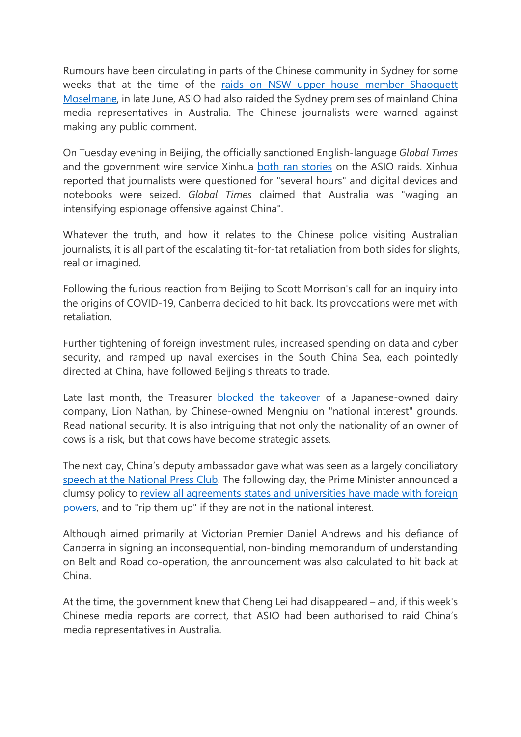Rumours have been circulating in parts of the Chinese community in Sydney for some weeks that at the time of the [raids on NSW upper house member Shaoquett Moselmane](), in late June, ASIO had also raided the Sydney premises of mainland China media representatives in Australia. The Chinese journalists were warned against making any public comment.

On Tuesday evening in Beijing, the officially sanctioned English-language *Global Times* and the government wire service Xinhua [both ran stories]() on the ASIO raids. Xinhua reported that journalists were questioned for "several hours" and digital devices and notebooks were seized. *Global Times* claimed that Australia was "waging an intensifying espionage offensive against China".

Whatever the truth, and how it relates to the Chinese police visiting Australian journalists, it is all part of the escalating tit-for-tat retaliation from both sides for slights, real or imagined.

Following the furious reaction from Beijing to Scott Morrison's call for an inquiry into the origins of COVID-19, Canberra decided to hit back. Its provocations were met with retaliation.

Further tightening of foreign investment rules, increased spending on data and cyber security, and ramped up naval exercises in the South China Sea, each pointedly directed at China, have followed Beijing's threats to trade.

Late last month, the Treasurer [blocked the takeover]() of a Japanese-owned dairy company, Lion Nathan, by Chinese-owned Mengniu on "national interest" grounds. Read national security. It is also intriguing that not only the nationality of an owner of cows is a risk, but that cows have become strategic assets.

The next day, China's deputy ambassador gave what was seen as a largely conciliatory [speech at the National Press Club](). The following day, the Prime Minister announced a clumsy policy to [review all agreements states and universities have made with foreign powers](), and to "rip them up" if they are not in the national interest.

Although aimed primarily at Victorian Premier Daniel Andrews and his defiance of Canberra in signing an inconsequential, non-binding memorandum of understanding on Belt and Road co-operation, the announcement was also calculated to hit back at China.

At the time, the government knew that Cheng Lei had disappeared – and, if this week's Chinese media reports are correct, that ASIO had been authorised to raid China's media representatives in Australia.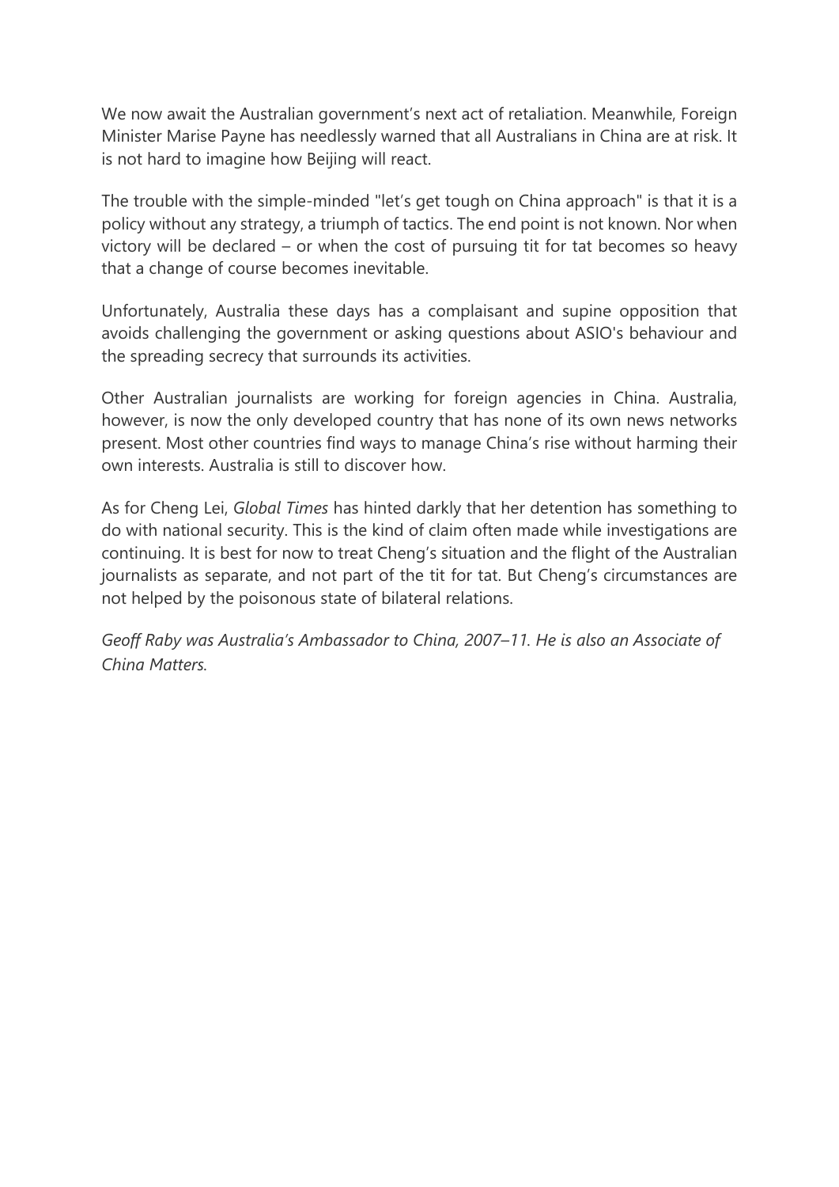We now await the Australian government's next act of retaliation. Meanwhile, Foreign Minister Marise Payne has needlessly warned that all Australians in China are at risk. It is not hard to imagine how Beijing will react.

The trouble with the simple-minded "let's get tough on China approach" is that it is a policy without any strategy, a triumph of tactics. The end point is not known. Nor when victory will be declared – or when the cost of pursuing tit for tat becomes so heavy that a change of course becomes inevitable.

Unfortunately, Australia these days has a complaisant and supine opposition that avoids challenging the government or asking questions about ASIO's behaviour and the spreading secrecy that surrounds its activities.

Other Australian journalists are working for foreign agencies in China. Australia, however, is now the only developed country that has none of its own news networks present. Most other countries find ways to manage China's rise without harming their own interests. Australia is still to discover how.

As for Cheng Lei, *Global Times* has hinted darkly that her detention has something to do with national security. This is the kind of claim often made while investigations are continuing. It is best for now to treat Cheng's situation and the flight of the Australian journalists as separate, and not part of the tit for tat. But Cheng's circumstances are not helped by the poisonous state of bilateral relations.

*Geoff Raby was Australia's Ambassador to China, 2007–11. He is also an Associate of China Matters.*